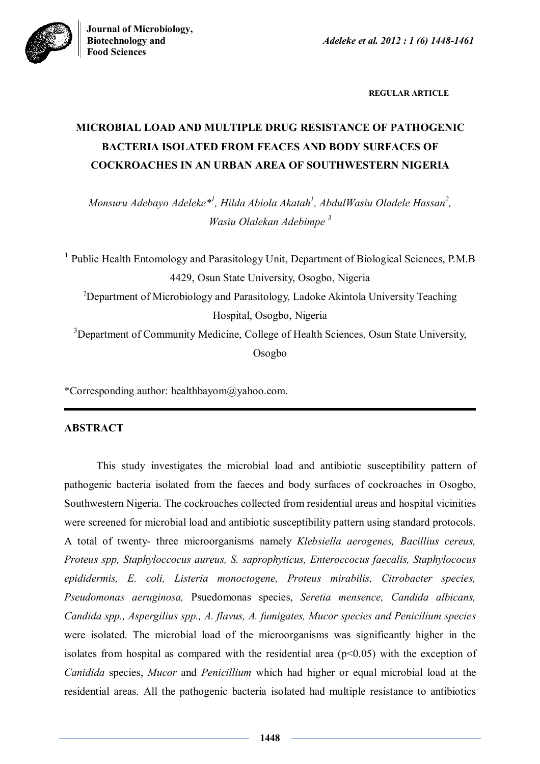REGULAR ARTICLE

# MICROBIAL LOAD AND MULTIPLE DRUG RESISTANCE OF PATHOGENIC BACTERIA ISOLATED FROM FEACES AND BODY SURFACES OF COCKROACHES IN AN URBAN AREA OF SOUTHWESTERN NIGERIA

*Monsuru Adebayo Adeleke*[*1], Hilda Abiola Akatah[1], AbdulWasiu Oladele Hassan[2], Wasiu Olalekan Adebimpe[3]*

[1] Public Health Entomology and Parasitology Unit, Department of Biological Sciences, P.M.B 4429, Osun State University, Osogbo, Nigeria

[2]Department of Microbiology and Parasitology, Ladoke Akintola University Teaching Hospital, Osogbo, Nigeria

[3]Department of Community Medicine, College of Health Sciences, Osun State University, Osogbo

*Corresponding author: healthbayom@yahoo.com.

## ABSTRACT

This study investigates the microbial load and antibiotic susceptibility pattern of pathogenic bacteria isolated from the faeces and body surfaces of cockroaches in Osogbo, Southwestern Nigeria. The cockroaches collected from residential areas and hospital vicinities were screened for microbial load and antibiotic susceptibility pattern using standard protocols. A total of twenty- three microorganisms namely *Klebsiella aerogenes, Bacillius cereus, Proteus spp, Staphyloccocus aureus, S. saprophyticus, Enteroccocus faecalis, Staphylococus epididermis, E. coli, Listeria monoctogene, Proteus mirabilis, Citrobacter species, Pseudomonas aeruginosa,* Psuedomonas species, *Seretia mensence, Candida albicans, Candida spp., Aspergilius spp., A. flavus, A. fumigates, Mucor species and Penicilium species* were isolated. The microbial load of the microorganisms was significantly higher in the isolates from hospital as compared with the residential area ($p<0.05$) with the exception of *Canidida* species, *Mucor* and *Penicillium* which had higher or equal microbial load at the residential areas. All the pathogenic bacteria isolated had multiple resistance to antibiotics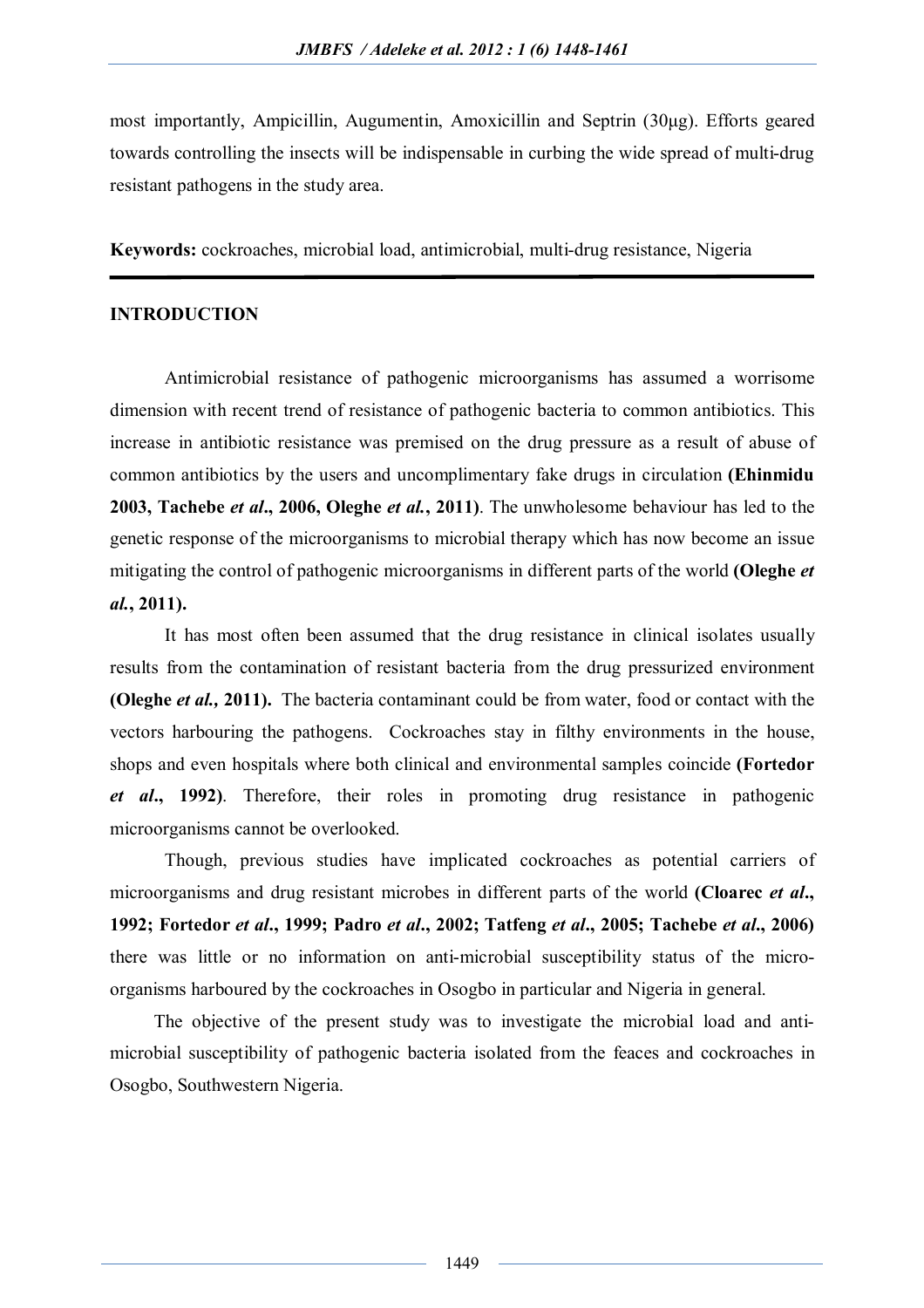most importantly, Ampicillin, Augumentin, Amoxicillin and Septrin (30µg). Efforts geared towards controlling the insects will be indispensable in curbing the wide spread of multi-drug resistant pathogens in the study area.

**Keywords:** cockroaches, microbial load, antimicrobial, multi-drug resistance, Nigeria

## INTRODUCTION

Antimicrobial resistance of pathogenic microorganisms has assumed a worrisome dimension with recent trend of resistance of pathogenic bacteria to common antibiotics. This increase in antibiotic resistance was premised on the drug pressure as a result of abuse of common antibiotics by the users and uncomplimentary fake drugs in circulation **(Ehinmidu 2003, Tachebe *et al*., 2006, Oleghe *et al.*, 2011)**. The unwholesome behaviour has led to the genetic response of the microorganisms to microbial therapy which has now become an issue mitigating the control of pathogenic microorganisms in different parts of the world **(Oleghe *et al.*, 2011).**

It has most often been assumed that the drug resistance in clinical isolates usually results from the contamination of resistant bacteria from the drug pressurized environment **(Oleghe *et al.,* 2011).** The bacteria contaminant could be from water, food or contact with the vectors harbouring the pathogens. Cockroaches stay in filthy environments in the house, shops and even hospitals where both clinical and environmental samples coincide **(Fortedor *et al*., 1992)**. Therefore, their roles in promoting drug resistance in pathogenic microorganisms cannot be overlooked.

Though, previous studies have implicated cockroaches as potential carriers of microorganisms and drug resistant microbes in different parts of the world **(Cloarec *et al*., 1992; Fortedor *et al*., 1999; Padro *et al*., 2002; Tatfeng *et al*., 2005; Tachebe *et al*., 2006)** there was little or no information on anti-microbial susceptibility status of the micro-organisms harboured by the cockroaches in Osogbo in particular and Nigeria in general.

The objective of the present study was to investigate the microbial load and anti-microbial susceptibility of pathogenic bacteria isolated from the feaces and cockroaches in Osogbo, Southwestern Nigeria.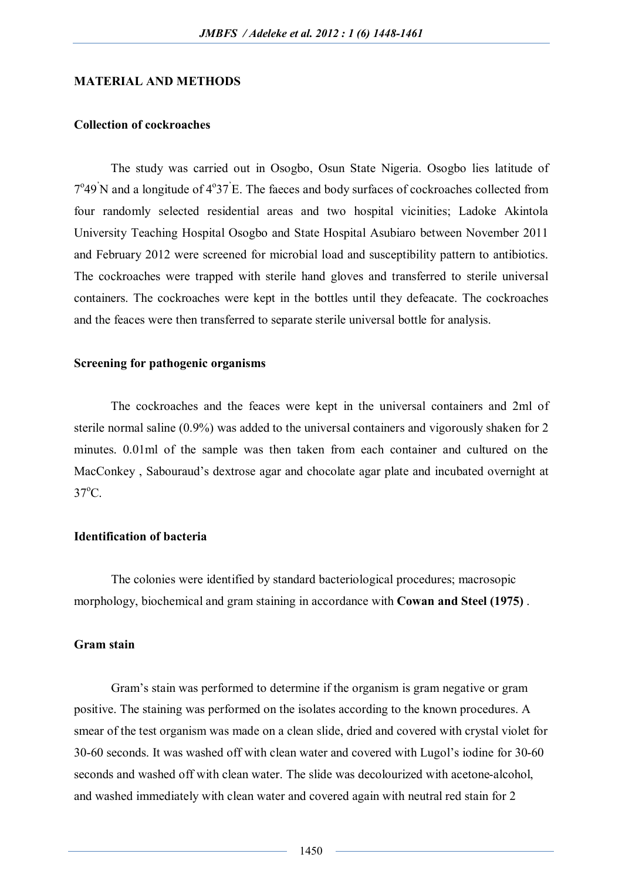## MATERIAL AND METHODS

### Collection of cockroaches

The study was carried out in Osogbo, Osun State Nigeria. Osogbo lies latitude of 7$^{o}$49$^{'}$N and a longitude of 4$^{o}$37$^{'}$E. The faeces and body surfaces of cockroaches collected from four randomly selected residential areas and two hospital vicinities; Ladoke Akintola University Teaching Hospital Osogbo and State Hospital Asubiaro between November 2011 and February 2012 were screened for microbial load and susceptibility pattern to antibiotics. The cockroaches were trapped with sterile hand gloves and transferred to sterile universal containers. The cockroaches were kept in the bottles until they defeacate. The cockroaches and the feaces were then transferred to separate sterile universal bottle for analysis.

### Screening for pathogenic organisms

The cockroaches and the feaces were kept in the universal containers and 2ml of sterile normal saline (0.9%) was added to the universal containers and vigorously shaken for 2 minutes. 0.01ml of the sample was then taken from each container and cultured on the MacConkey , Sabouraud's dextrose agar and chocolate agar plate and incubated overnight at 37$^{o}$C.

### Identification of bacteria

The colonies were identified by standard bacteriological procedures; macrosopic morphology, biochemical and gram staining in accordance with **Cowan and Steel (1975)** .

### Gram stain

Gram's stain was performed to determine if the organism is gram negative or gram positive. The staining was performed on the isolates according to the known procedures. A smear of the test organism was made on a clean slide, dried and covered with crystal violet for 30-60 seconds. It was washed off with clean water and covered with Lugol's iodine for 30-60 seconds and washed off with clean water. The slide was decolourized with acetone-alcohol, and washed immediately with clean water and covered again with neutral red stain for 2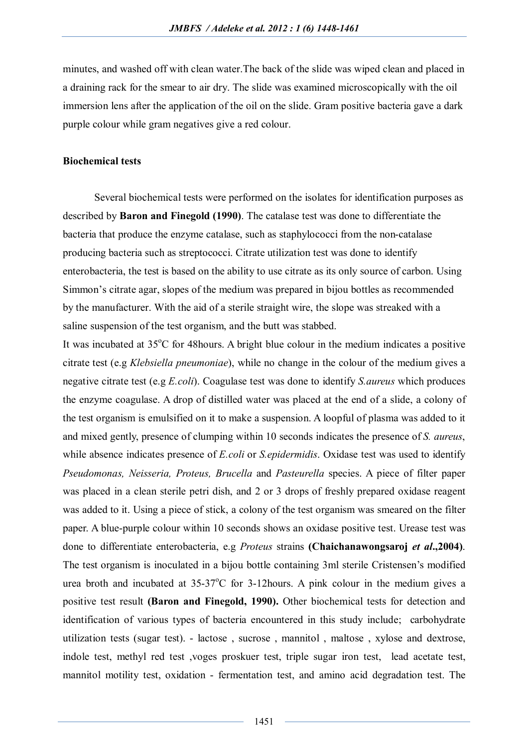minutes, and washed off with clean water.The back of the slide was wiped clean and placed in a draining rack for the smear to air dry. The slide was examined microscopically with the oil immersion lens after the application of the oil on the slide. Gram positive bacteria gave a dark purple colour while gram negatives give a red colour.

**Biochemical tests**

Several biochemical tests were performed on the isolates for identification purposes as described by **Baron and Finegold (1990)**. The catalase test was done to differentiate the bacteria that produce the enzyme catalase, such as staphylococci from the non-catalase producing bacteria such as streptococci. Citrate utilization test was done to identify enterobacteria, the test is based on the ability to use citrate as its only source of carbon. Using Simmon's citrate agar, slopes of the medium was prepared in bijou bottles as recommended by the manufacturer. With the aid of a sterile straight wire, the slope was streaked with a saline suspension of the test organism, and the butt was stabbed.

It was incubated at 35$^{o}$C for 48hours. A bright blue colour in the medium indicates a positive citrate test (e.g *Klebsiella pneumoniae*), while no change in the colour of the medium gives a negative citrate test (e.g *E.coli*). Coagulase test was done to identify *S.aureus* which produces the enzyme coagulase. A drop of distilled water was placed at the end of a slide, a colony of the test organism is emulsified on it to make a suspension. A loopful of plasma was added to it and mixed gently, presence of clumping within 10 seconds indicates the presence of *S. aureus*, while absence indicates presence of *E.coli* or *S.epidermidis*. Oxidase test was used to identify *Pseudomonas, Neisseria, Proteus, Brucella* and *Pasteurella* species. A piece of filter paper was placed in a clean sterile petri dish, and 2 or 3 drops of freshly prepared oxidase reagent was added to it. Using a piece of stick, a colony of the test organism was smeared on the filter paper. A blue-purple colour within 10 seconds shows an oxidase positive test. Urease test was done to differentiate enterobacteria, e.g *Proteus* strains **(Chaichanawongsaroj *et al*.,2004)**. The test organism is inoculated in a bijou bottle containing 3ml sterile Cristensen's modified urea broth and incubated at 35-37$^{o}$C for 3-12hours. A pink colour in the medium gives a positive test result **(Baron and Finegold, 1990).** Other biochemical tests for detection and identification of various types of bacteria encountered in this study include; carbohydrate utilization tests (sugar test). - lactose , sucrose , mannitol , maltose , xylose and dextrose, indole test, methyl red test ,voges proskuer test, triple sugar iron test, lead acetate test, mannitol motility test, oxidation - fermentation test, and amino acid degradation test. The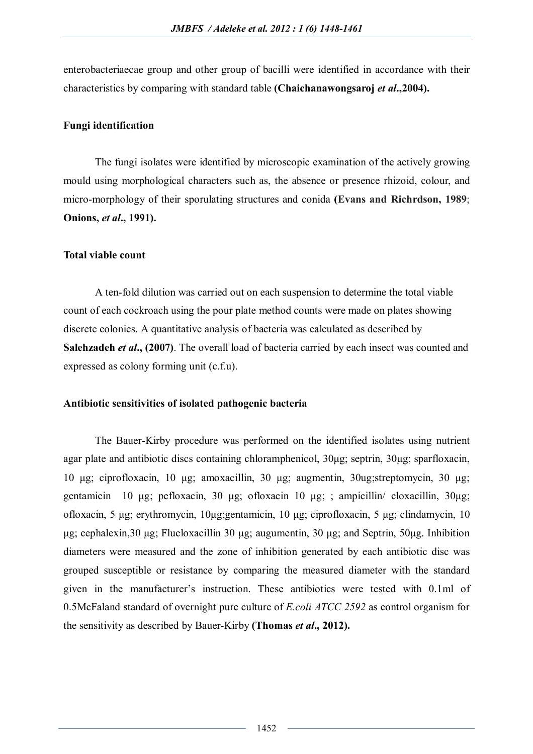enterobacteriaecae group and other group of bacilli were identified in accordance with their characteristics by comparing with standard table **(Chaichanawongsaroj *et al*.,2004).**

### Fungi identification

The fungi isolates were identified by microscopic examination of the actively growing mould using morphological characters such as, the absence or presence rhizoid, colour, and micro-morphology of their sporulating structures and conida **(Evans and Richrdson, 1989**; **Onions, *et al*., 1991).**

### Total viable count

A ten-fold dilution was carried out on each suspension to determine the total viable count of each cockroach using the pour plate method counts were made on plates showing discrete colonies. A quantitative analysis of bacteria was calculated as described by **Salehzadeh *et al*., (2007)**. The overall load of bacteria carried by each insect was counted and expressed as colony forming unit (c.f.u).

### Antibiotic sensitivities of isolated pathogenic bacteria

The Bauer-Kirby procedure was performed on the identified isolates using nutrient agar plate and antibiotic discs containing chloramphenicol, 30µg; septrin, 30µg; sparfloxacin, 10 µg; ciprofloxacin, 10 µg; amoxacillin, 30 µg; augmentin, 30ug;streptomycin, 30 µg; gentamicin 10 µg; pefloxacin, 30 µg; ofloxacin 10 µg; ; ampicillin/ cloxacillin, 30µg; ofloxacin, 5 µg; erythromycin, 10µg;gentamicin, 10 µg; ciprofloxacin, 5 µg; clindamycin, 10 µg; cephalexin,30 µg; Flucloxacillin 30 µg; augumentin, 30 µg; and Septrin, 50µg. Inhibition diameters were measured and the zone of inhibition generated by each antibiotic disc was grouped susceptible or resistance by comparing the measured diameter with the standard given in the manufacturer's instruction. These antibiotics were tested with 0.1ml of 0.5McFaland standard of overnight pure culture of *E.coli ATCC 2592* as control organism for the sensitivity as described by Bauer-Kirby **(Thomas *et al*., 2012).**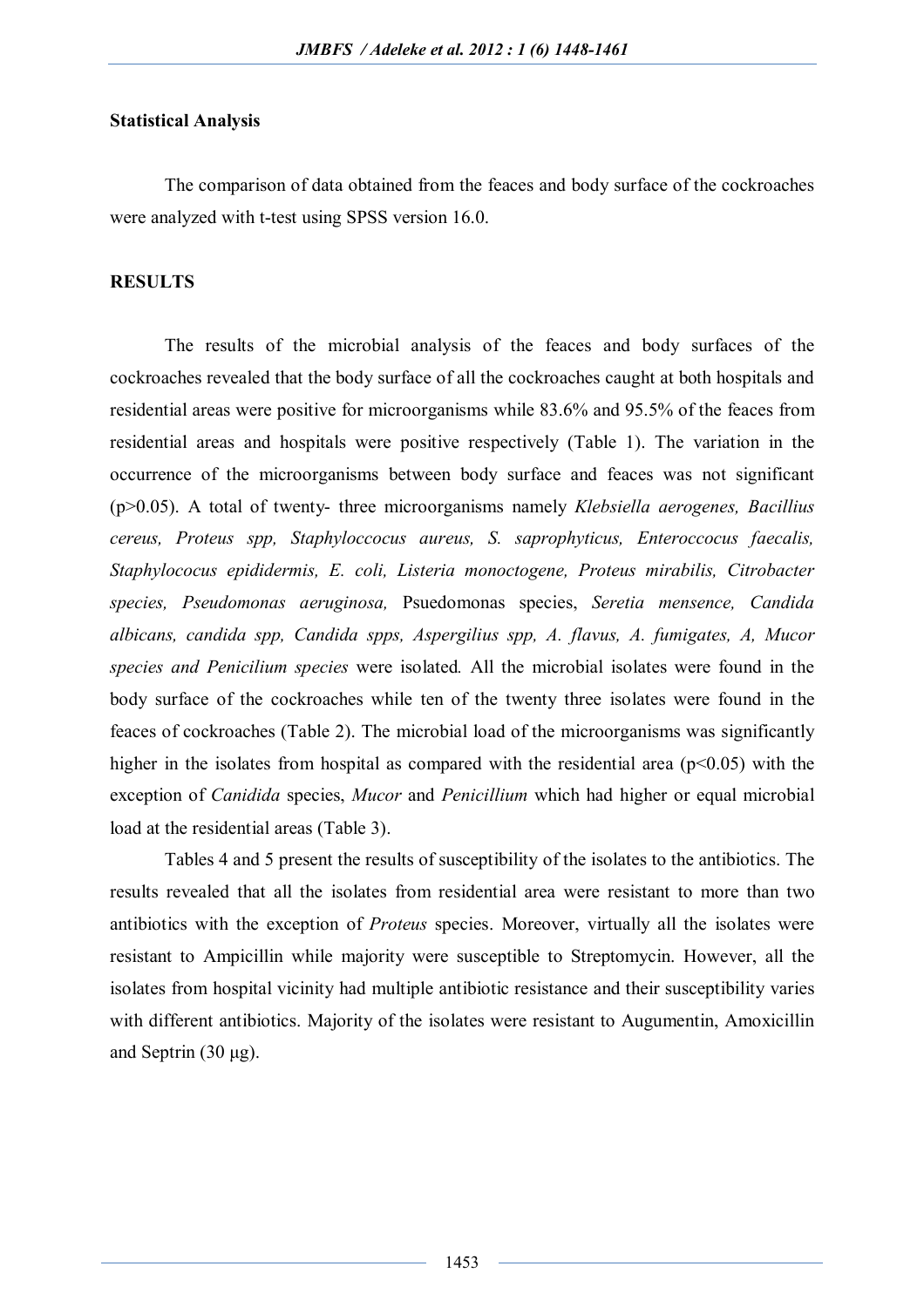### Statistical Analysis

The comparison of data obtained from the feaces and body surface of the cockroaches were analyzed with t-test using SPSS version 16.0.

## RESULTS

The results of the microbial analysis of the feaces and body surfaces of the cockroaches revealed that the body surface of all the cockroaches caught at both hospitals and residential areas were positive for microorganisms while 83.6% and 95.5% of the feaces from residential areas and hospitals were positive respectively (Table 1). The variation in the occurrence of the microorganisms between body surface and feaces was not significant ($p>0.05$). A total of twenty- three microorganisms namely *Klebsiella aerogenes, Bacillius cereus, Proteus spp, Staphyloccocus aureus, S. saprophyticus, Enteroccocus faecalis, Staphylococus epididermis, E. coli, Listeria monoctogene, Proteus mirabilis, Citrobacter species, Pseudomonas aeruginosa,* Psuedomonas species, *Seretia mensence, Candida albicans, candida spp, Candida spps, Aspergilius spp, A. flavus, A. fumigates, A, Mucor species and Penicilium species* were isolated. All the microbial isolates were found in the body surface of the cockroaches while ten of the twenty three isolates were found in the feaces of cockroaches (Table 2). The microbial load of the microorganisms was significantly higher in the isolates from hospital as compared with the residential area ($p<0.05$) with the exception of *Canidida* species, *Mucor* and *Penicillium* which had higher or equal microbial load at the residential areas (Table 3).

Tables 4 and 5 present the results of susceptibility of the isolates to the antibiotics. The results revealed that all the isolates from residential area were resistant to more than two antibiotics with the exception of *Proteus* species. Moreover, virtually all the isolates were resistant to Ampicillin while majority were susceptible to Streptomycin. However, all the isolates from hospital vicinity had multiple antibiotic resistance and their susceptibility varies with different antibiotics. Majority of the isolates were resistant to Augumentin, Amoxicillin and Septrin (30 µg).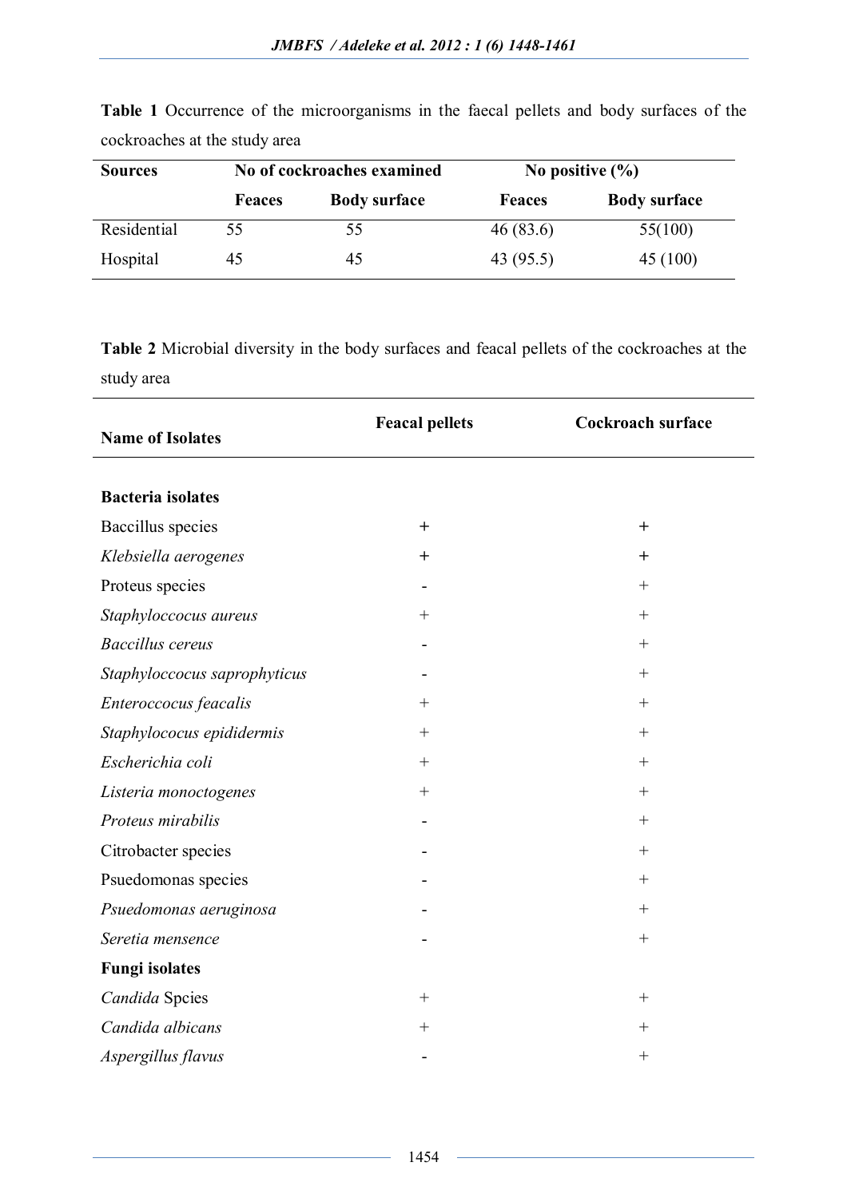**Table 1** Occurrence of the microorganisms in the faecal pellets and body surfaces of the cockroaches at the study area

| Sources | No of cockroaches examined | | No positive (%) | |
|---|---|---|---|---|
| | Feaces | Body surface | Feaces | Body surface |
| Residential | 55 | 55 | 46 (83.6) | 55(100) |
| Hospital | 45 | 45 | 43 (95.5) | 45 (100) |

**Table 2** Microbial diversity in the body surfaces and feacal pellets of the cockroaches at the study area

| Name of Isolates | Feacal pellets | Cockroach surface |
|---|---|---|
| **Bacteria isolates** | | |
| Baccillus species | + | + |
| *Klebsiella aerogenes* | + | + |
| Proteus species | - | + |
| *Staphyloccocus aureus* | + | + |
| *Baccillus cereus* | - | + |
| *Staphyloccocus saprophyticus* | - | + |
| *Enteroccocus feacalis* | + | + |
| *Staphylococus epididermis* | + | + |
| *Escherichia coli* | + | + |
| *Listeria monoctogenes* | + | + |
| *Proteus mirabilis* | - | + |
| Citrobacter species | - | + |
| Psuedomonas species | - | + |
| *Psuedomonas aeruginosa* | - | + |
| *Seretia mensence* | - | + |
| **Fungi isolates** | | |
| *Candida* Spcies | + | + |
| *Candida albicans* | + | + |
| *Aspergillus flavus* | - | + |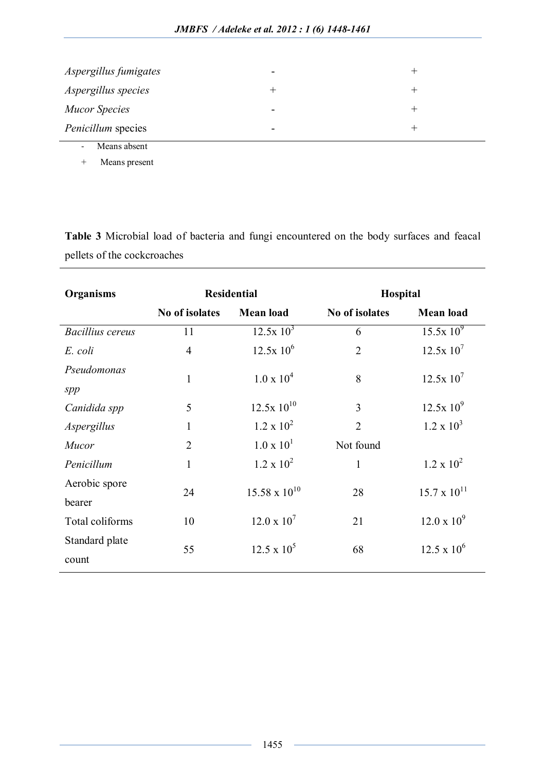| | | |
|---|---|---|
| *Aspergillus fumigates* | - | + |
| *Aspergillus species* | + | + |
| *Mucor Species* | - | + |
| *Penicillum* species | - | + |

- Means absent

+ Means present

**Table 3** Microbial load of bacteria and fungi encountered on the body surfaces and feacal pellets of the cockcroaches

| **Organisms** | **Residential** | | **Hospital** | |
|---|---|---|---|---|
| | **No of isolates** | **Mean load** | **No of isolates** | **Mean load** |
| *Bacillius cereus* | 11 | $12.5 \times 10^{3}$ | 6 | $15.5 \times 10^{9}$ |
| *E. coli* | 4 | $12.5 \times 10^{6}$ | 2 | $12.5 \times 10^{7}$ |
| *Pseudomonas spp* | 1 | $1.0 \times 10^{4}$ | 8 | $12.5 \times 10^{7}$ |
| *Canidida spp* | 5 | $12.5 \times 10^{10}$ | 3 | $12.5 \times 10^{9}$ |
| *Aspergillus* | 1 | $1.2 \times 10^{2}$ | 2 | $1.2 \times 10^{3}$ |
| *Mucor* | 2 | $1.0 \times 10^{1}$ | Not found | |
| *Penicillum* | 1 | $1.2 \times 10^{2}$ | 1 | $1.2 \times 10^{2}$ |
| Aerobic spore bearer | 24 | $15.58 \times 10^{10}$ | 28 | $15.7 \times 10^{11}$ |
| Total coliforms | 10 | $12.0 \times 10^{7}$ | 21 | $12.0 \times 10^{9}$ |
| Standard plate count | 55 | $12.5 \times 10^{5}$ | 68 | $12.5 \times 10^{6}$ |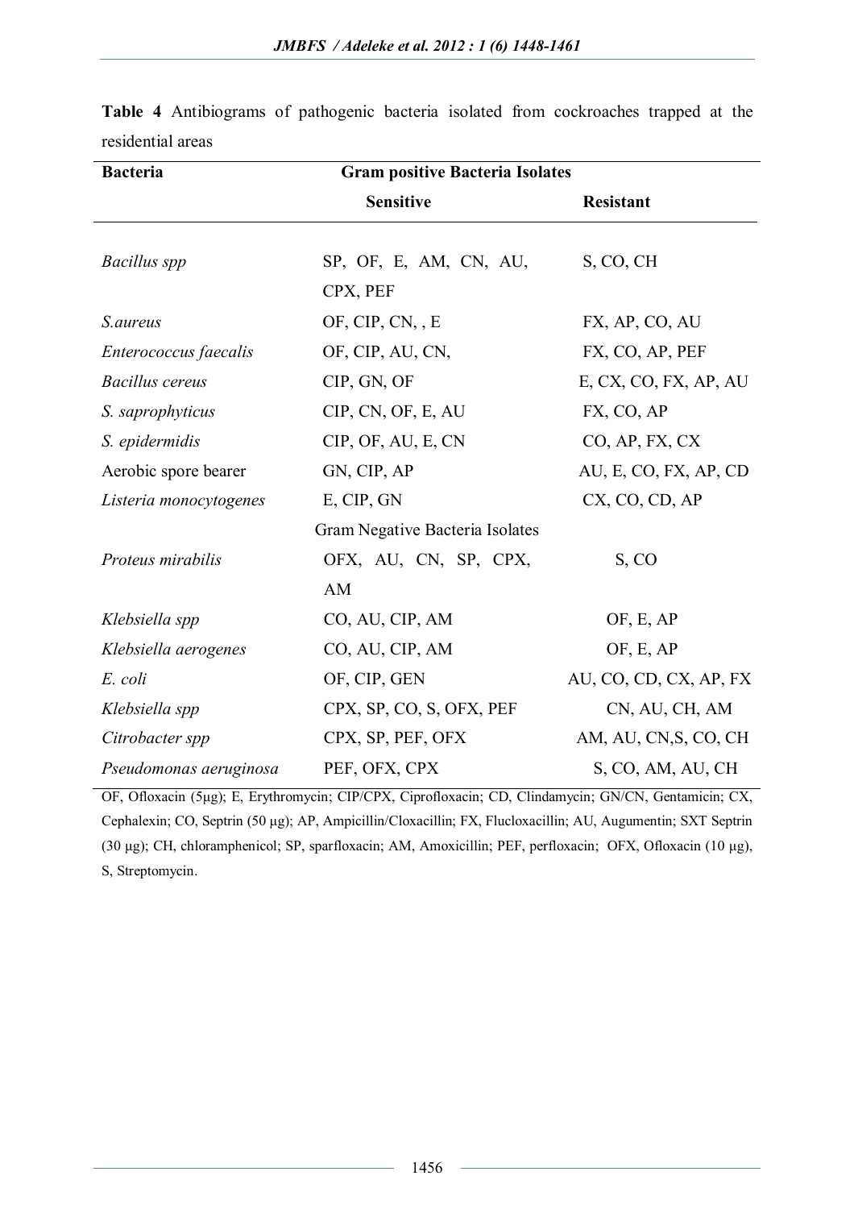**Table 4** Antibiograms of pathogenic bacteria isolated from cockroaches trapped at the residential areas

| Bacteria | Gram positive Bacteria Isolates | |
|---|---|---|
| | **Sensitive** | **Resistant** |
| *Bacillus spp* | SP, OF, E, AM, CN, AU, CPX, PEF | S, CO, CH |
| *S.aureus* | OF, CIP, CN, , E | FX, AP, CO, AU |
| *Enterococcus faecalis* | OF, CIP, AU, CN, | FX, CO, AP, PEF |
| *Bacillus cereus* | CIP, GN, OF | E, CX, CO, FX, AP, AU |
| *S. saprophyticus* | CIP, CN, OF, E, AU | FX, CO, AP |
| *S. epidermidis* | CIP, OF, AU, E, CN | CO, AP, FX, CX |
| Aerobic spore bearer | GN, CIP, AP | AU, E, CO, FX, AP, CD |
| *Listeria monocytogenes* | E, CIP, GN | CX, CO, CD, AP |
| | Gram Negative Bacteria Isolates | |
| *Proteus mirabilis* | OFX, AU, CN, SP, CPX, AM | S, CO |
| *Klebsiella spp* | CO, AU, CIP, AM | OF, E, AP |
| *Klebsiella aerogenes* | CO, AU, CIP, AM | OF, E, AP |
| *E. coli* | OF, CIP, GEN | AU, CO, CD, CX, AP, FX |
| *Klebsiella spp* | CPX, SP, CO, S, OFX, PEF | CN, AU, CH, AM |
| *Citrobacter spp* | CPX, SP, PEF, OFX | AM, AU, CN,S, CO, CH |
| *Pseudomonas aeruginosa* | PEF, OFX, CPX | S, CO, AM, AU, CH |

OF, Ofloxacin (5µg); E, Erythromycin; CIP/CPX, Ciprofloxacin; CD, Clindamycin; GN/CN, Gentamicin; CX, Cephalexin; CO, Septrin (50 µg); AP, Ampicillin/Cloxacillin; FX, Flucloxacillin; AU, Augumentin; SXT Septrin (30 µg); CH, chloramphenicol; SP, sparfloxacin; AM, Amoxicillin; PEF, perfloxacin; OFX, Ofloxacin (10 µg), S, Streptomycin.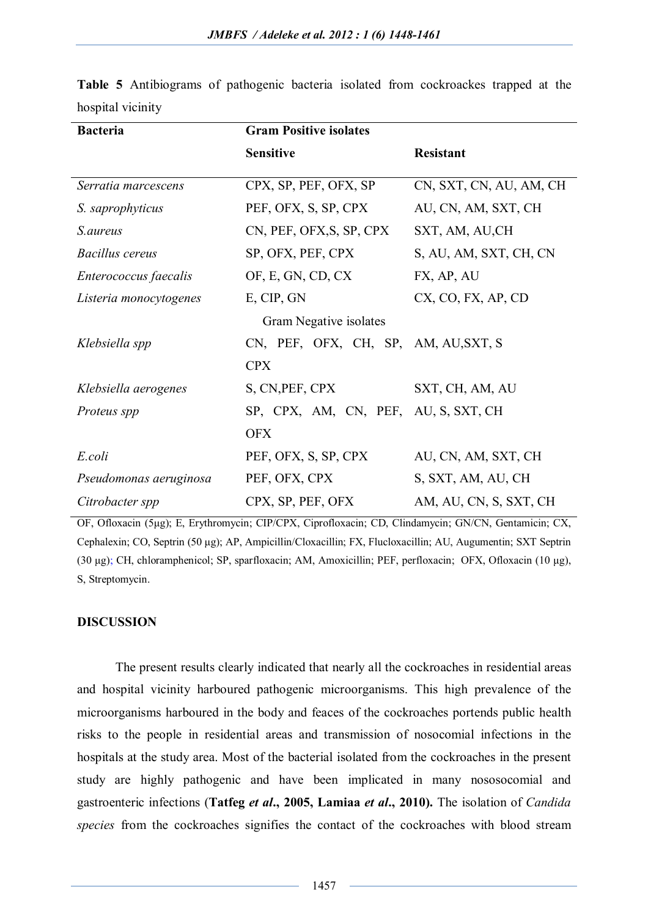**Table 5** Antibiograms of pathogenic bacteria isolated from cockroaches trapped at the hospital vicinity

| **Bacteria** | **Gram Positive isolates** | |
|---|---|---|
| | **Sensitive** | **Resistant** |
| *Serratia marcescens* | CPX, SP, PEF, OFX, SP | CN, SXT, CN, AU, AM, CH |
| *S. saprophyticus* | PEF, OFX, S, SP, CPX | AU, CN, AM, SXT, CH |
| *S.aureus* | CN, PEF, OFX,S, SP, CPX | SXT, AM, AU,CH |
| *Bacillus cereus* | SP, OFX, PEF, CPX | S, AU, AM, SXT, CH, CN |
| *Enterococcus faecalis* | OF, E, GN, CD, CX | FX, AP, AU |
| *Listeria monocytogenes* | E, CIP, GN | CX, CO, FX, AP, CD |
| | Gram Negative isolates | |
| *Klebsiella spp* | CN, PEF, OFX, CH, SP, CPX | AM, AU,SXT, S |
| *Klebsiella aerogenes* | S, CN,PEF, CPX | SXT, CH, AM, AU |
| *Proteus spp* | SP, CPX, AM, CN, PEF, OFX | AU, S, SXT, CH |
| *E.coli* | PEF, OFX, S, SP, CPX | AU, CN, AM, SXT, CH |
| *Pseudomonas aeruginosa* | PEF, OFX, CPX | S, SXT, AM, AU, CH |
| *Citrobacter spp* | CPX, SP, PEF, OFX | AM, AU, CN, S, SXT, CH |

OF, Ofloxacin (5µg); E, Erythromycin; CIP/CPX, Ciprofloxacin; CD, Clindamycin; GN/CN, Gentamicin; CX, Cephalexin; CO, Septrin (50 µg); AP, Ampicillin/Cloxacillin; FX, Flucloxacillin; AU, Augumentin; SXT Septrin (30 µg); CH, chloramphenicol; SP, sparfloxacin; AM, Amoxicillin; PEF, perfloxacin; OFX, Ofloxacin (10 µg), S, Streptomycin.

## DISCUSSION

The present results clearly indicated that nearly all the cockroaches in residential areas and hospital vicinity harboured pathogenic microorganisms. This high prevalence of the microorganisms harboured in the body and feaces of the cockroaches portends public health risks to the people in residential areas and transmission of nosocomial infections in the hospitals at the study area. Most of the bacterial isolated from the cockroaches in the present study are highly pathogenic and have been implicated in many nososocomial and gastroenteric infections (**Tatfeg *et al*., 2005, Lamiaa *et al*., 2010).** The isolation of *Candida species* from the cockroaches signifies the contact of the cockroaches with blood stream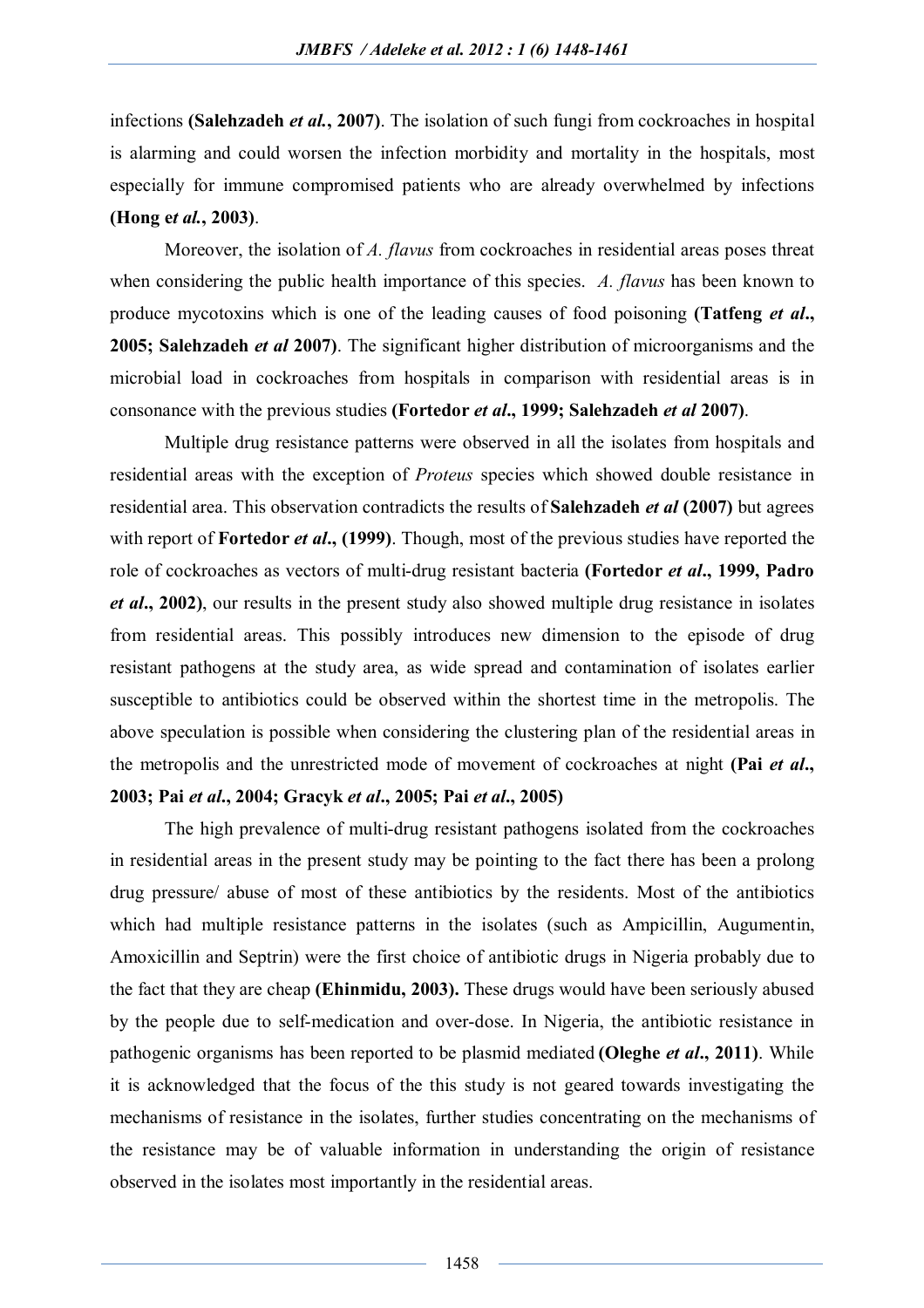infections **(Salehzadeh *et al.*, 2007)**. The isolation of such fungi from cockroaches in hospital is alarming and could worsen the infection morbidity and mortality in the hospitals, most especially for immune compromised patients who are already overwhelmed by infections **(Hong e*t al.*, 2003)**.

Moreover, the isolation of *A. flavus* from cockroaches in residential areas poses threat when considering the public health importance of this species. *A. flavus* has been known to produce mycotoxins which is one of the leading causes of food poisoning **(Tatfeng *et al*., 2005; Salehzadeh *et al* 2007)**. The significant higher distribution of microorganisms and the microbial load in cockroaches from hospitals in comparison with residential areas is in consonance with the previous studies **(Fortedor *et al*., 1999; Salehzadeh *et al* 2007)**.

Multiple drug resistance patterns were observed in all the isolates from hospitals and residential areas with the exception of *Proteus* species which showed double resistance in residential area. This observation contradicts the results of **Salehzadeh *et al* (2007)** but agrees with report of **Fortedor *et al*., (1999)**. Though, most of the previous studies have reported the role of cockroaches as vectors of multi-drug resistant bacteria **(Fortedor *et al*., 1999, Padro *et al*., 2002)**, our results in the present study also showed multiple drug resistance in isolates from residential areas. This possibly introduces new dimension to the episode of drug resistant pathogens at the study area, as wide spread and contamination of isolates earlier susceptible to antibiotics could be observed within the shortest time in the metropolis. The above speculation is possible when considering the clustering plan of the residential areas in the metropolis and the unrestricted mode of movement of cockroaches at night **(Pai *et al*., 2003; Pai *et al*., 2004; Gracyk *et al*., 2005; Pai *et al*., 2005)**

The high prevalence of multi-drug resistant pathogens isolated from the cockroaches in residential areas in the present study may be pointing to the fact there has been a prolong drug pressure/ abuse of most of these antibiotics by the residents. Most of the antibiotics which had multiple resistance patterns in the isolates (such as Ampicillin, Augumentin, Amoxicillin and Septrin) were the first choice of antibiotic drugs in Nigeria probably due to the fact that they are cheap **(Ehinmidu, 2003).** These drugs would have been seriously abused by the people due to self-medication and over-dose. In Nigeria, the antibiotic resistance in pathogenic organisms has been reported to be plasmid mediated **(Oleghe *et al*., 2011)**. While it is acknowledged that the focus of the this study is not geared towards investigating the mechanisms of resistance in the isolates, further studies concentrating on the mechanisms of the resistance may be of valuable information in understanding the origin of resistance observed in the isolates most importantly in the residential areas.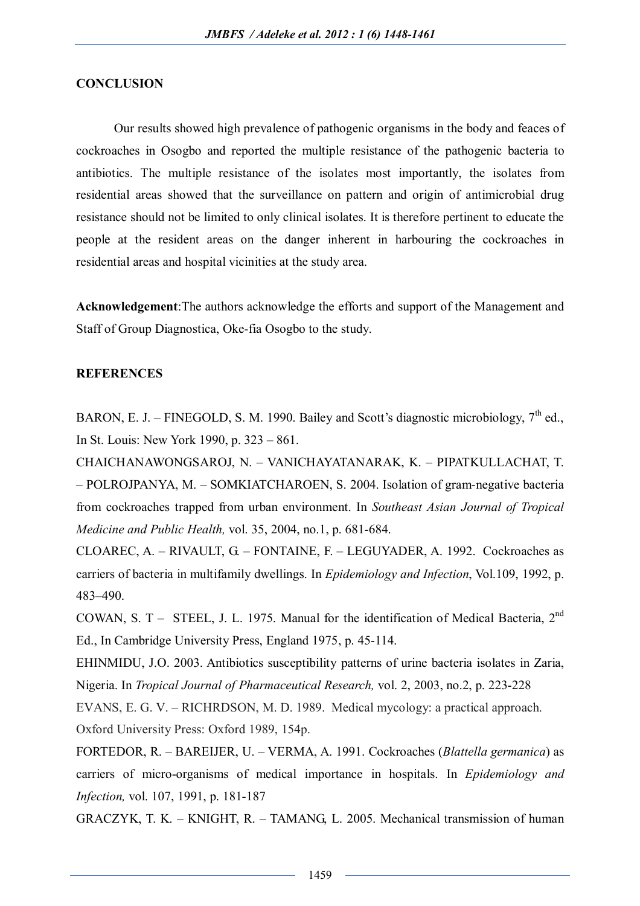## CONCLUSION

Our results showed high prevalence of pathogenic organisms in the body and feaces of cockroaches in Osogbo and reported the multiple resistance of the pathogenic bacteria to antibiotics. The multiple resistance of the isolates most importantly, the isolates from residential areas showed that the surveillance on pattern and origin of antimicrobial drug resistance should not be limited to only clinical isolates. It is therefore pertinent to educate the people at the resident areas on the danger inherent in harbouring the cockroaches in residential areas and hospital vicinities at the study area.

**Acknowledgement**:The authors acknowledge the efforts and support of the Management and Staff of Group Diagnostica, Oke-fia Osogbo to the study.

## REFERENCES

BARON, E. J. – FINEGOLD, S. M. 1990. Bailey and Scott's diagnostic microbiology, 7th ed., In St. Louis: New York 1990, p. 323 – 861.

CHAICHANAWONGSAROJ, N. – VANICHAYATANARAK, K. – PIPATKULLACHAT, T. – POLROJPANYA, M. – SOMKIATCHAROEN, S. 2004. Isolation of gram-negative bacteria from cockroaches trapped from urban environment. In *Southeast Asian Journal of Tropical Medicine and Public Health,* vol. 35, 2004, no.1, p. 681-684.

CLOAREC, A. – RIVAULT, G. – FONTAINE, F. – LEGUYADER, A. 1992. Cockroaches as carriers of bacteria in multifamily dwellings. In *Epidemiology and Infection*, Vol.109, 1992, p. 483–490.

COWAN, S. T – STEEL, J. L. 1975. Manual for the identification of Medical Bacteria, 2nd Ed., In Cambridge University Press, England 1975, p. 45-114.

EHINMIDU, J.O. 2003. Antibiotics susceptibility patterns of urine bacteria isolates in Zaria, Nigeria. In *Tropical Journal of Pharmaceutical Research,* vol. 2, 2003, no.2, p. 223-228

EVANS, E. G. V. – RICHRDSON, M. D. 1989. Medical mycology: a practical approach. Oxford University Press: Oxford 1989, 154p.

FORTEDOR, R. – BAREIJER, U. – VERMA, A. 1991. Cockroaches (*Blattella germanica*) as carriers of micro-organisms of medical importance in hospitals. In *Epidemiology and Infection,* vol. 107, 1991, p. 181-187

GRACZYK, T. K. – KNIGHT, R. – TAMANG, L. 2005. Mechanical transmission of human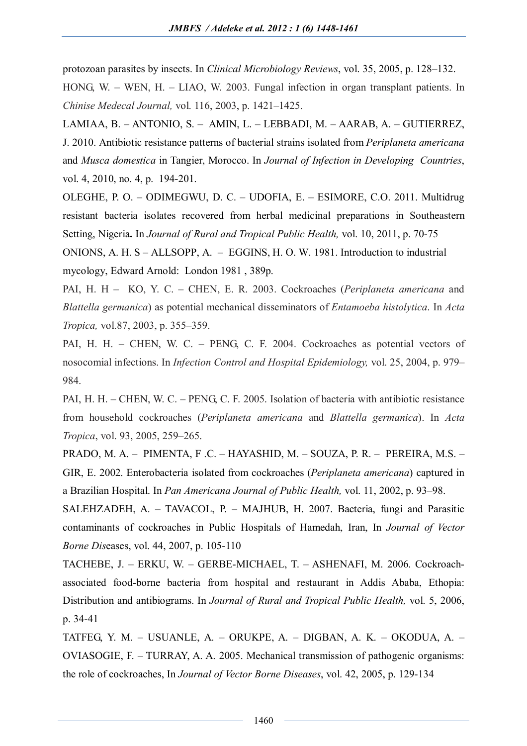protozoan parasites by insects. In *Clinical Microbiology Reviews*, vol. 35, 2005, p. 128–132.

HONG, W. – WEN, H. – LIAO, W. 2003. Fungal infection in organ transplant patients. In *Chinise Medecal Journal,* vol. 116, 2003, p. 1421–1425.

LAMIAA, B. – ANTONIO, S. – AMIN, L. – LEBBADI, M. – AARAB, A. – GUTIERREZ, J. 2010. Antibiotic resistance patterns of bacterial strains isolated from *Periplaneta americana* and *Musca domestica* in Tangier, Morocco. In *Journal of Infection in Developing Countries*, vol. 4, 2010, no. 4, p. 194-201.

OLEGHE, P. O. – ODIMEGWU, D. C. – UDOFIA, E. – ESIMORE, C.O. 2011. Multidrug resistant bacteria isolates recovered from herbal medicinal preparations in Southeastern Setting, Nigeria**.** In *Journal of Rural and Tropical Public Health,* vol. 10, 2011, p. 70-75

ONIONS, A. H. S – ALLSOPP, A. – EGGINS, H. O. W. 1981. Introduction to industrial mycology, Edward Arnold: London 1981 , 389p.

PAI, H. H – KO, Y. C. – CHEN, E. R. 2003. Cockroaches (*Periplaneta americana* and *Blattella germanica*) as potential mechanical disseminators of *Entamoeba histolytica*. In *Acta Tropica,* vol.87, 2003, p. 355–359.

PAI, H. H. – CHEN, W. C. – PENG, C. F. 2004. Cockroaches as potential vectors of nosocomial infections. In *Infection Control and Hospital Epidemiology,* vol. 25, 2004, p. 979–984.

PAI, H. H. – CHEN, W. C. – PENG, C. F. 2005. Isolation of bacteria with antibiotic resistance from household cockroaches (*Periplaneta americana* and *Blattella germanica*). In *Acta Tropica*, vol. 93, 2005, 259–265.

PRADO, M. A. – PIMENTA, F .C. – HAYASHID, M. – SOUZA, P. R. – PEREIRA, M.S. – GIR, E. 2002. Enterobacteria isolated from cockroaches (*Periplaneta americana*) captured in a Brazilian Hospital. In *Pan Americana Journal of Public Health,* vol. 11, 2002, p. 93–98.

SALEHZADEH, A. – TAVACOL, P. – MAJHUB, H. 2007. Bacteria, fungi and Parasitic contaminants of cockroaches in Public Hospitals of Hamedah, Iran, In *Journal of Vector Borne Dis*eases, vol. 44, 2007, p. 105-110

TACHEBE, J. – ERKU, W. – GERBE-MICHAEL, T. – ASHENAFI, M. 2006. Cockroach-associated food-borne bacteria from hospital and restaurant in Addis Ababa, Ethopia: Distribution and antibiograms. In *Journal of Rural and Tropical Public Health,* vol. 5, 2006, p. 34-41

TATFEG, Y. M. – USUANLE, A. – ORUKPE, A. – DIGBAN, A. K. – OKODUA, A. – OVIASOGIE, F. – TURRAY, A. A. 2005. Mechanical transmission of pathogenic organisms: the role of cockroaches, In *Journal of Vector Borne Diseases*, vol. 42, 2005, p. 129-134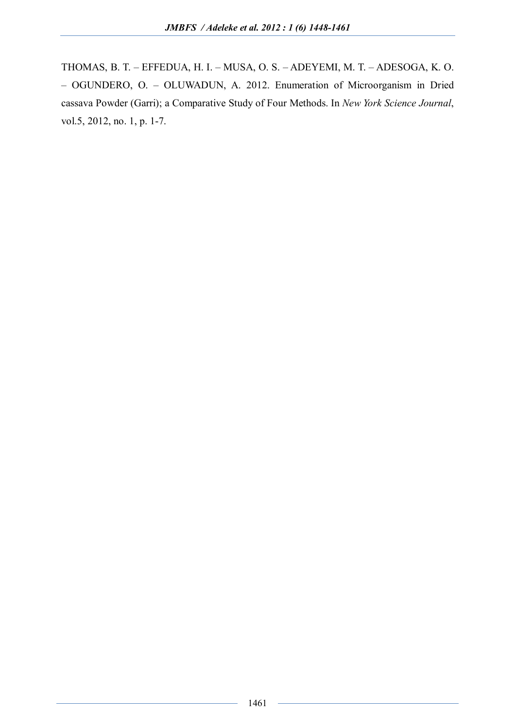THOMAS, B. T. – EFFEDUA, H. I. – MUSA, O. S. – ADEYEMI, M. T. – ADESOGA, K. O. – OGUNDERO, O. – OLUWADUN, A. 2012. Enumeration of Microorganism in Dried cassava Powder (Garri); a Comparative Study of Four Methods. In *New York Science Journal*, vol.5, 2012, no. 1, p. 1-7.